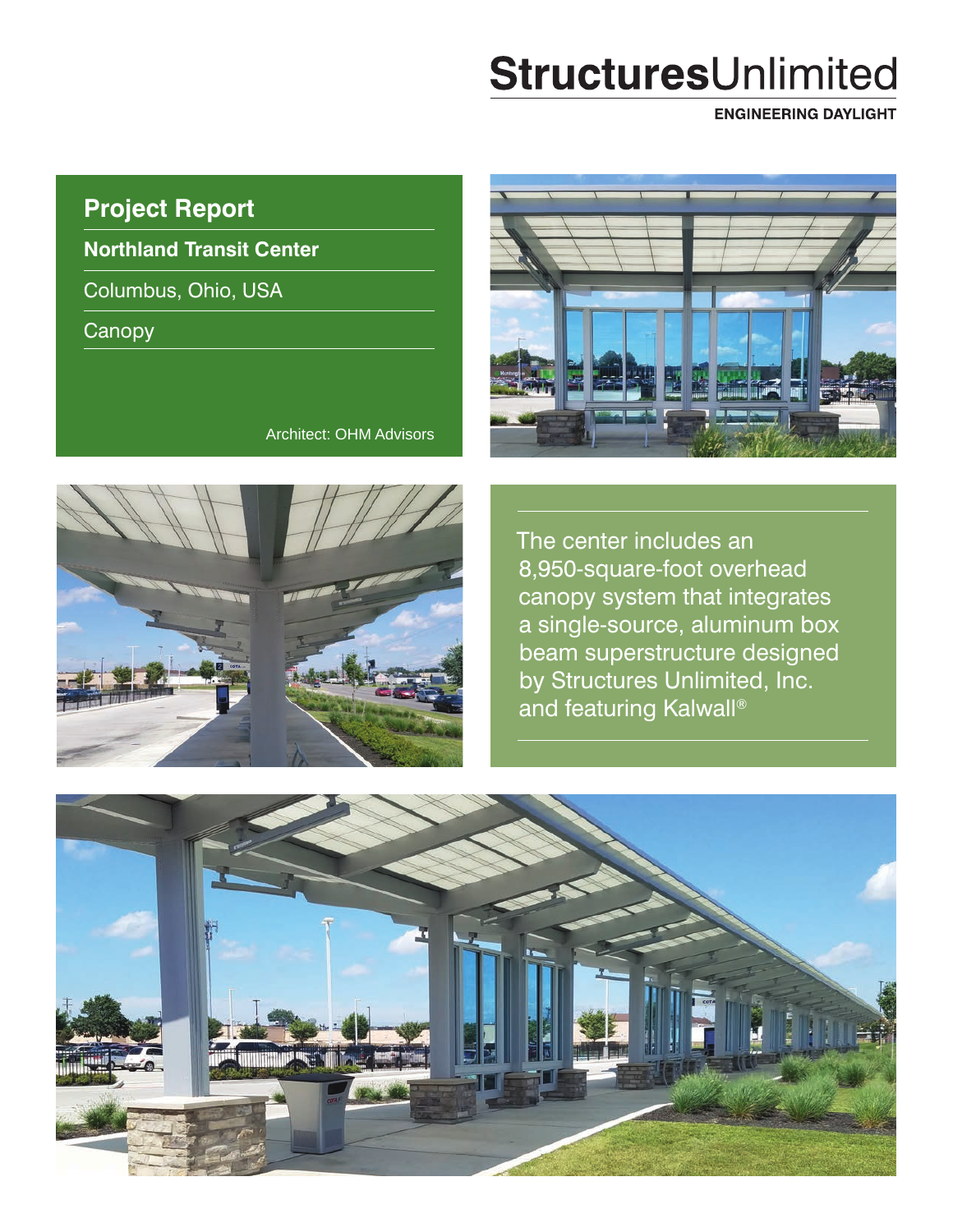# StructuresUnlimited

**ENGINEERING DAYLIGHT**

## Project Report

**Northland Transit Center**

Columbus, Ohio, USA

Canopy

Architect: OHM Advisors

The center includes an 8,950-square-foot overhead canopy system that integrates a single-source, aluminum box beam superstructure designed by Structures Unlimited, Inc. and featuring Kalwall®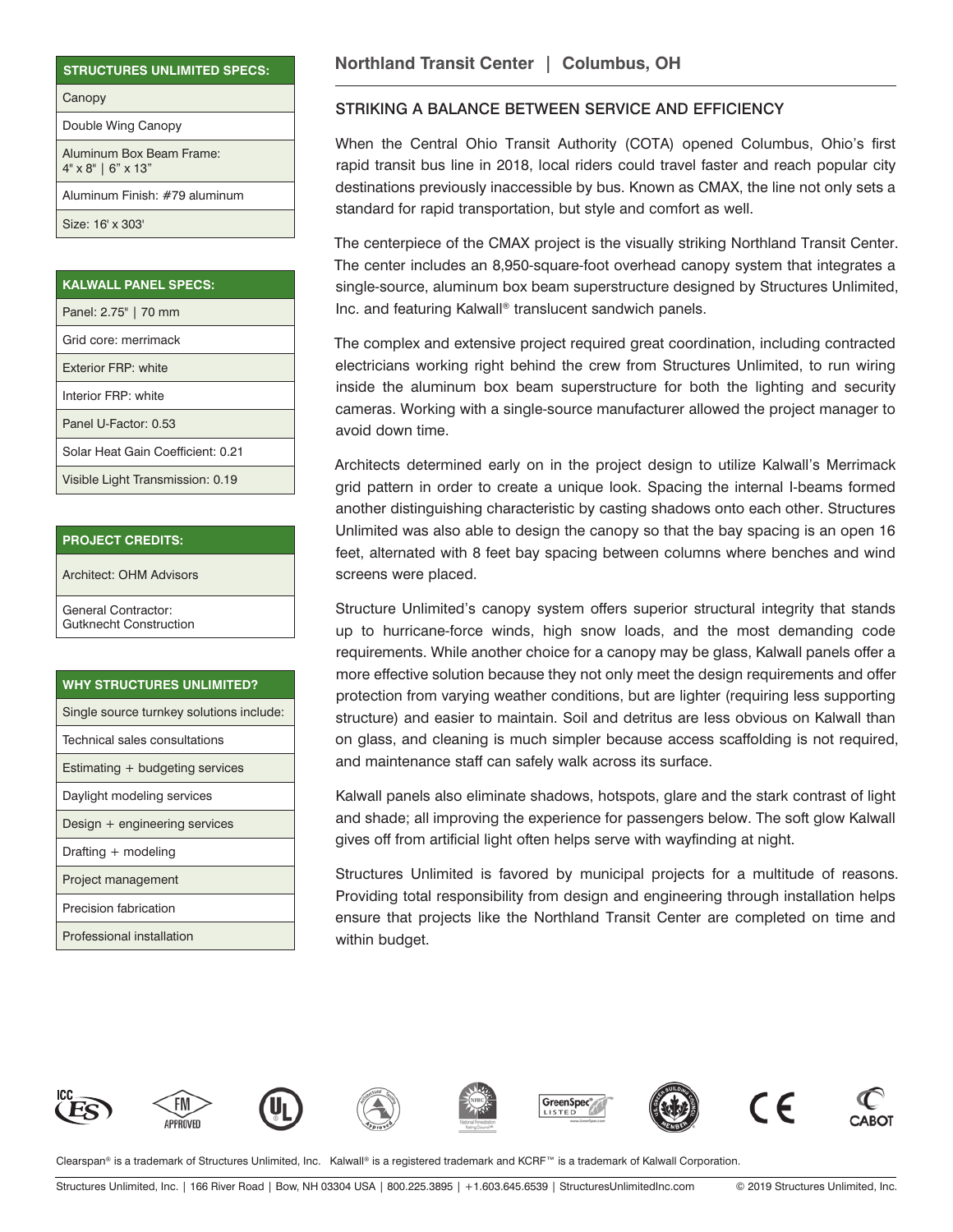| STRUCTURES UNLIMITED SPECS: |
|---|
| Canopy |
| Double Wing Canopy |
| Aluminum Box Beam Frame: 4" x 8" \| 6" x 13" |
| Aluminum Finish: #79 aluminum |
| Size: 16' x 303' |

| KALWALL PANEL SPECS: |
|---|
| Panel: 2.75" \| 70 mm |
| Grid core: merrimack |
| Exterior FRP: white |
| Interior FRP: white |
| Panel U-Factor: 0.53 |
| Solar Heat Gain Coefficient: 0.21 |
| Visible Light Transmission: 0.19 |

| PROJECT CREDITS: |
|---|
| Architect: OHM Advisors |
| General Contractor: Gutknecht Construction |

| WHY STRUCTURES UNLIMITED? |
|---|
| Single source turnkey solutions include: |
| Technical sales consultations |
| Estimating + budgeting services |
| Daylight modeling services |
| Design + engineering services |
| Drafting + modeling |
| Project management |
| Precision fabrication |
| Professional installation |

## Northland Transit Center | Columbus, OH

### STRIKING A BALANCE BETWEEN SERVICE AND EFFICIENCY

When the Central Ohio Transit Authority (COTA) opened Columbus, Ohio's first rapid transit bus line in 2018, local riders could travel faster and reach popular city destinations previously inaccessible by bus. Known as CMAX, the line not only sets a standard for rapid transportation, but style and comfort as well.

The centerpiece of the CMAX project is the visually striking Northland Transit Center. The center includes an 8,950-square-foot overhead canopy system that integrates a single-source, aluminum box beam superstructure designed by Structures Unlimited, Inc. and featuring Kalwall® translucent sandwich panels.

The complex and extensive project required great coordination, including contracted electricians working right behind the crew from Structures Unlimited, to run wiring inside the aluminum box beam superstructure for both the lighting and security cameras. Working with a single-source manufacturer allowed the project manager to avoid down time.

Architects determined early on in the project design to utilize Kalwall's Merrimack grid pattern in order to create a unique look. Spacing the internal I-beams formed another distinguishing characteristic by casting shadows onto each other. Structures Unlimited was also able to design the canopy so that the bay spacing is an open 16 feet, alternated with 8 feet bay spacing between columns where benches and wind screens were placed.

Structure Unlimited's canopy system offers superior structural integrity that stands up to hurricane-force winds, high snow loads, and the most demanding code requirements. While another choice for a canopy may be glass, Kalwall panels offer a more effective solution because they not only meet the design requirements and offer protection from varying weather conditions, but are lighter (requiring less supporting structure) and easier to maintain. Soil and detritus are less obvious on Kalwall than on glass, and cleaning is much simpler because access scaffolding is not required, and maintenance staff can safely walk across its surface.

Kalwall panels also eliminate shadows, hotspots, glare and the stark contrast of light and shade; all improving the experience for passengers below. The soft glow Kalwall gives off from artificial light often helps serve with wayfinding at night.

Structures Unlimited is favored by municipal projects for a multitude of reasons. Providing total responsibility from design and engineering through installation helps ensure that projects like the Northland Transit Center are completed on time and within budget.

Clearspan® is a trademark of Structures Unlimited, Inc. Kalwall® is a registered trademark and KCRF™ is a trademark of Kalwall Corporation.

Structures Unlimited, Inc. | 166 River Road | Bow, NH 03304 USA | 800.225.3895 | +1.603.645.6539 | StructuresUnlimitedInc.com © 2019 Structures Unlimited, Inc.